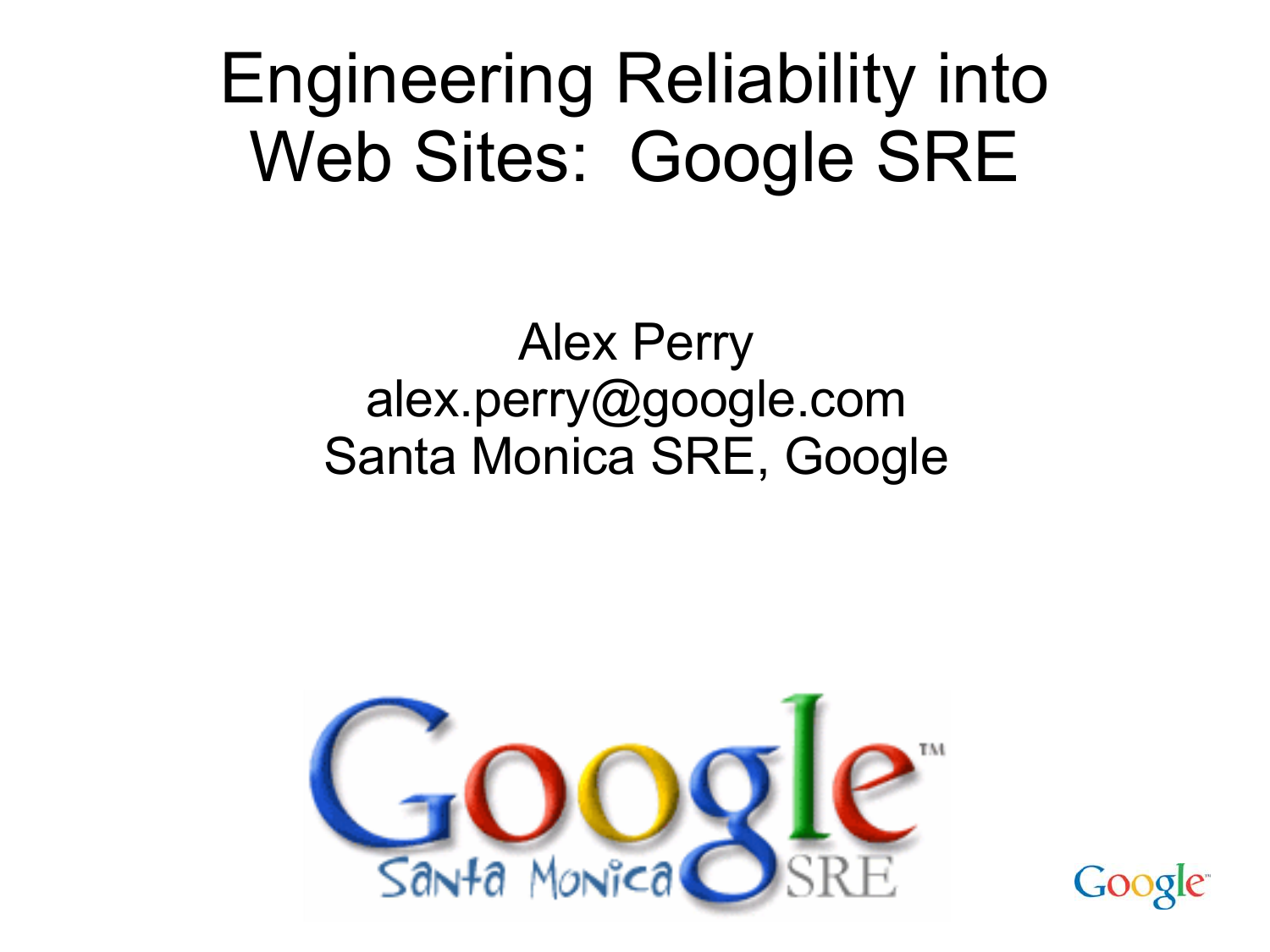# Engineering Reliability into Web Sites: Google SRE

Alex Perry
alex.perry@google.com
Santa Monica SRE, Google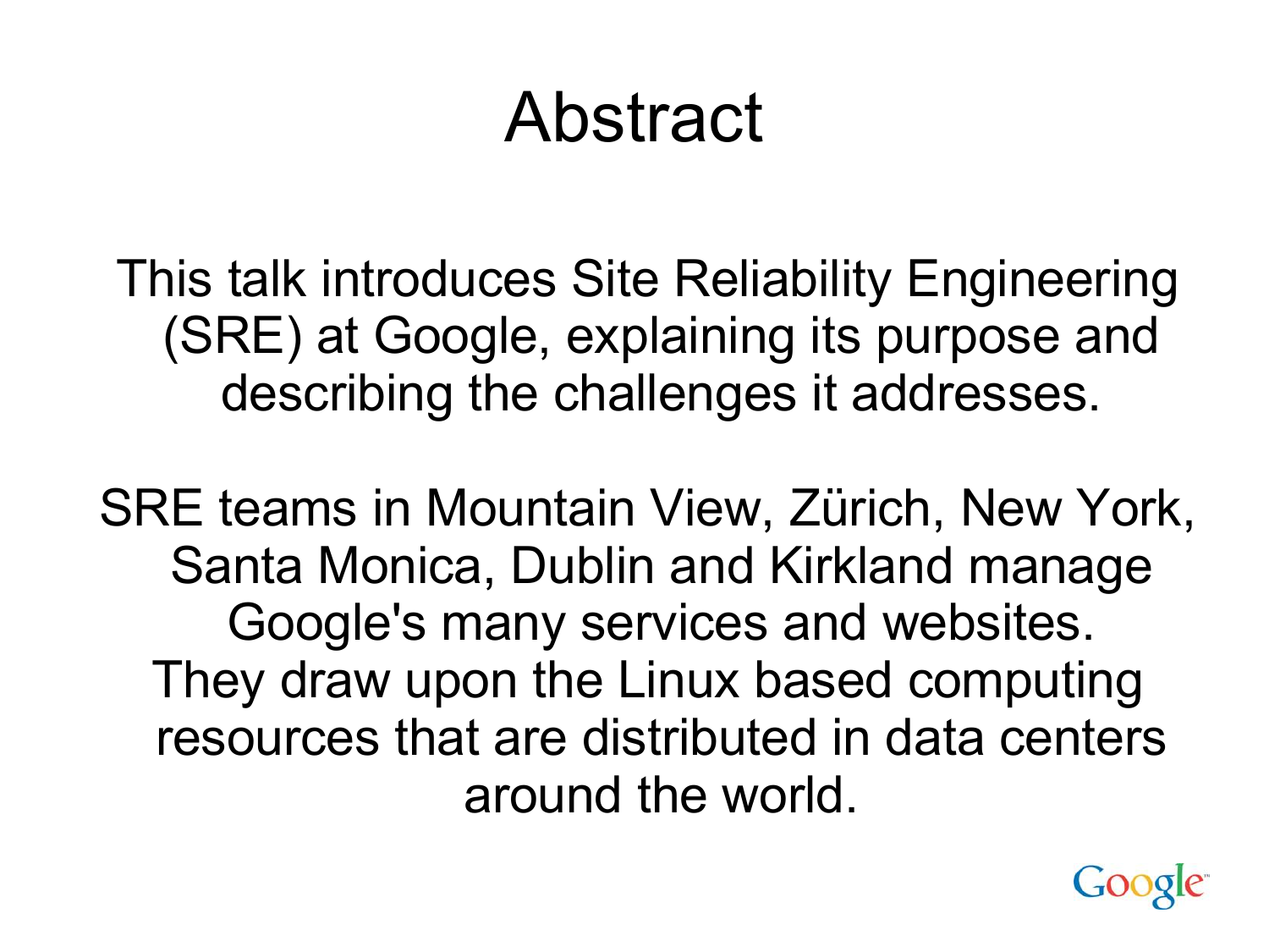# Abstract

This talk introduces Site Reliability Engineering (SRE) at Google, explaining its purpose and describing the challenges it addresses.

SRE teams in Mountain View, Zürich, New York, Santa Monica, Dublin and Kirkland manage Google's many services and websites. They draw upon the Linux based computing resources that are distributed in data centers around the world.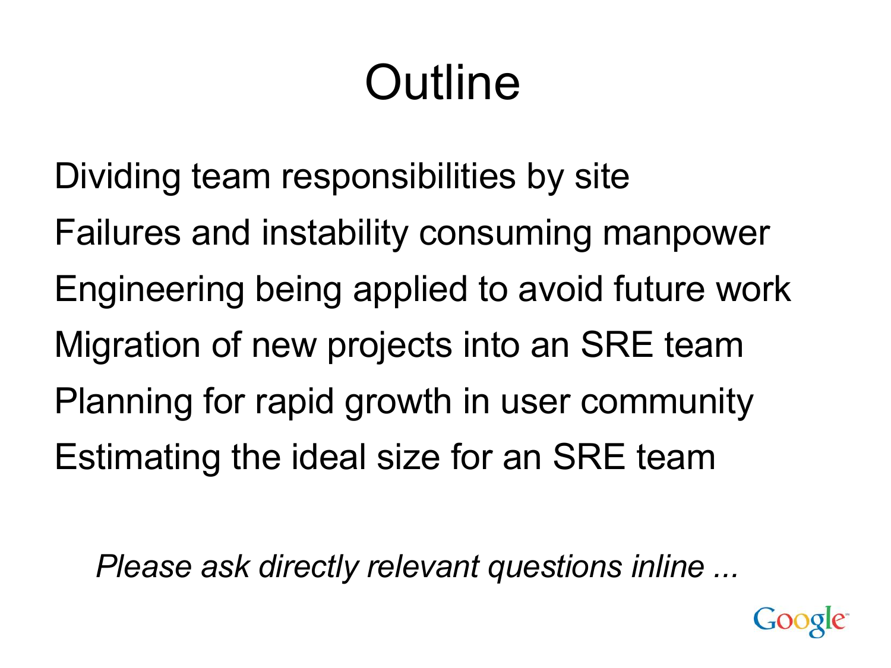# Outline

Dividing team responsibilities by site

Failures and instability consuming manpower

Engineering being applied to avoid future work

Migration of new projects into an SRE team

Planning for rapid growth in user community

Estimating the ideal size for an SRE team

*Please ask directly relevant questions inline ...*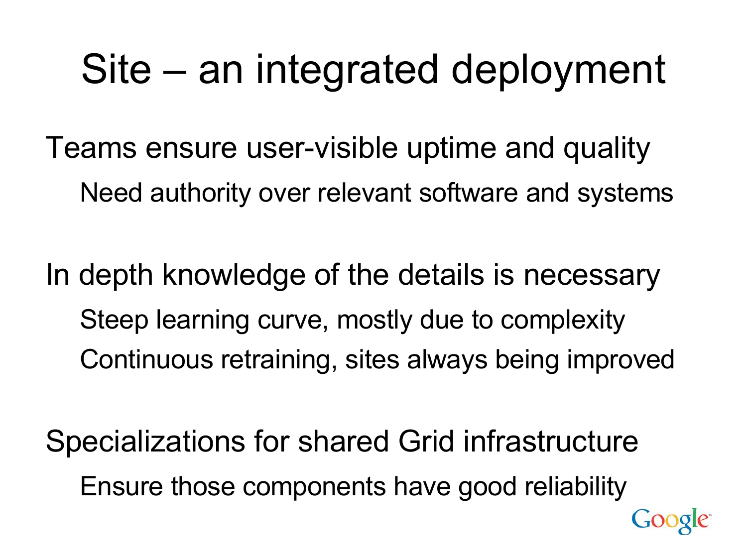# Site – an integrated deployment

Teams ensure user-visible uptime and quality

- Need authority over relevant software and systems

In depth knowledge of the details is necessary

- Steep learning curve, mostly due to complexity
- Continuous retraining, sites always being improved

Specializations for shared Grid infrastructure

- Ensure those components have good reliability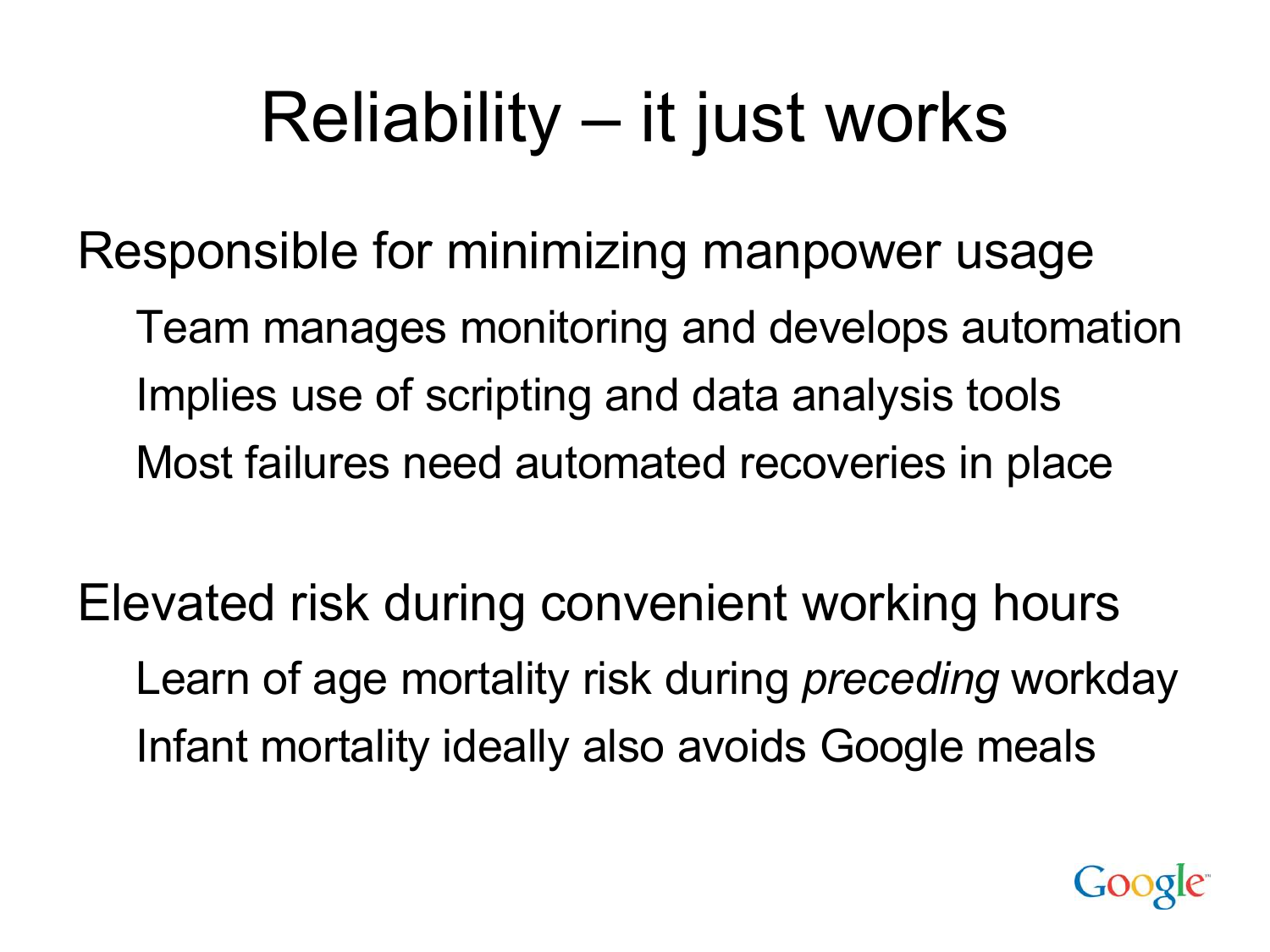# Reliability – it just works

Responsible for minimizing manpower usage

- Team manages monitoring and develops automation
- Implies use of scripting and data analysis tools
- Most failures need automated recoveries in place

Elevated risk during convenient working hours

- Learn of age mortality risk during *preceding* workday
- Infant mortality ideally also avoids Google meals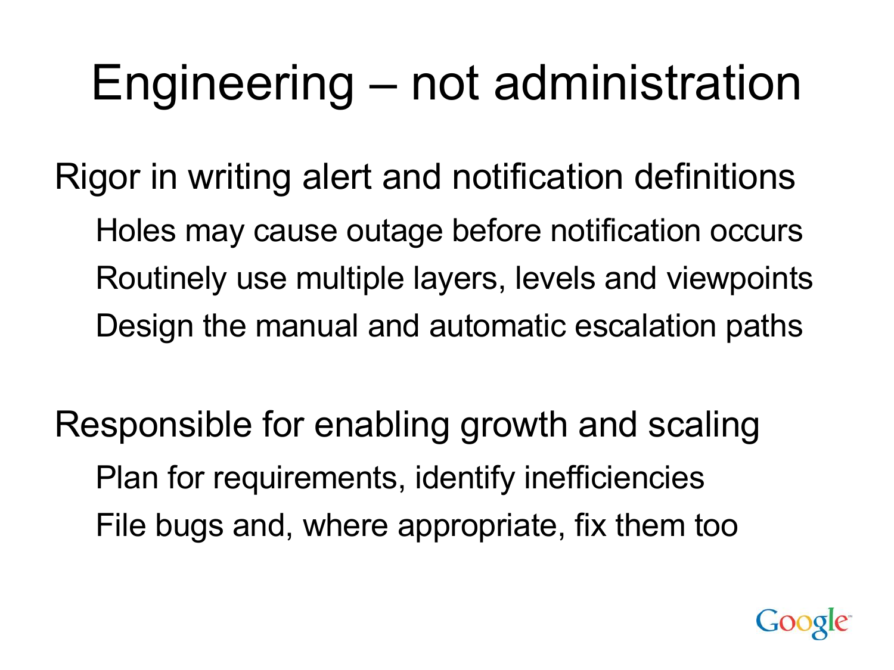# Engineering – not administration

Rigor in writing alert and notification definitions

- Holes may cause outage before notification occurs
- Routinely use multiple layers, levels and viewpoints
- Design the manual and automatic escalation paths

Responsible for enabling growth and scaling

- Plan for requirements, identify inefficiencies
- File bugs and, where appropriate, fix them too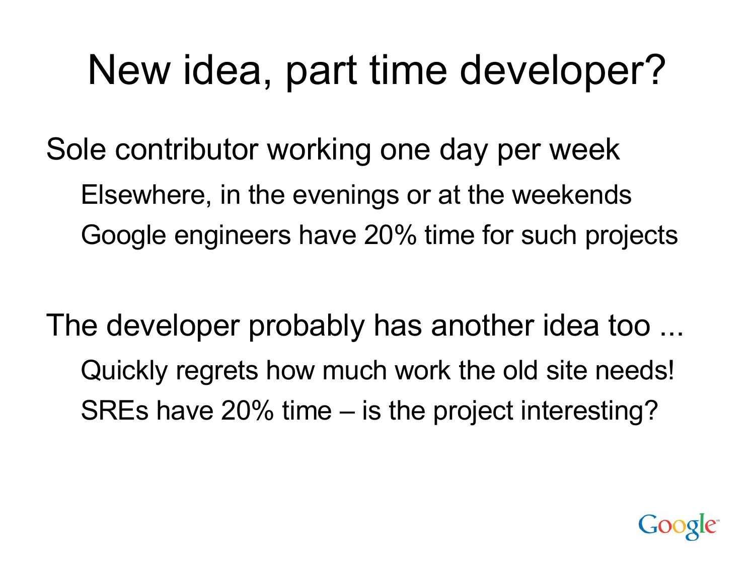# New idea, part time developer?

Sole contributor working one day per week

- Elsewhere, in the evenings or at the weekends
- Google engineers have 20% time for such projects

The developer probably has another idea too ...

- Quickly regrets how much work the old site needs!
- SREs have 20% time – is the project interesting?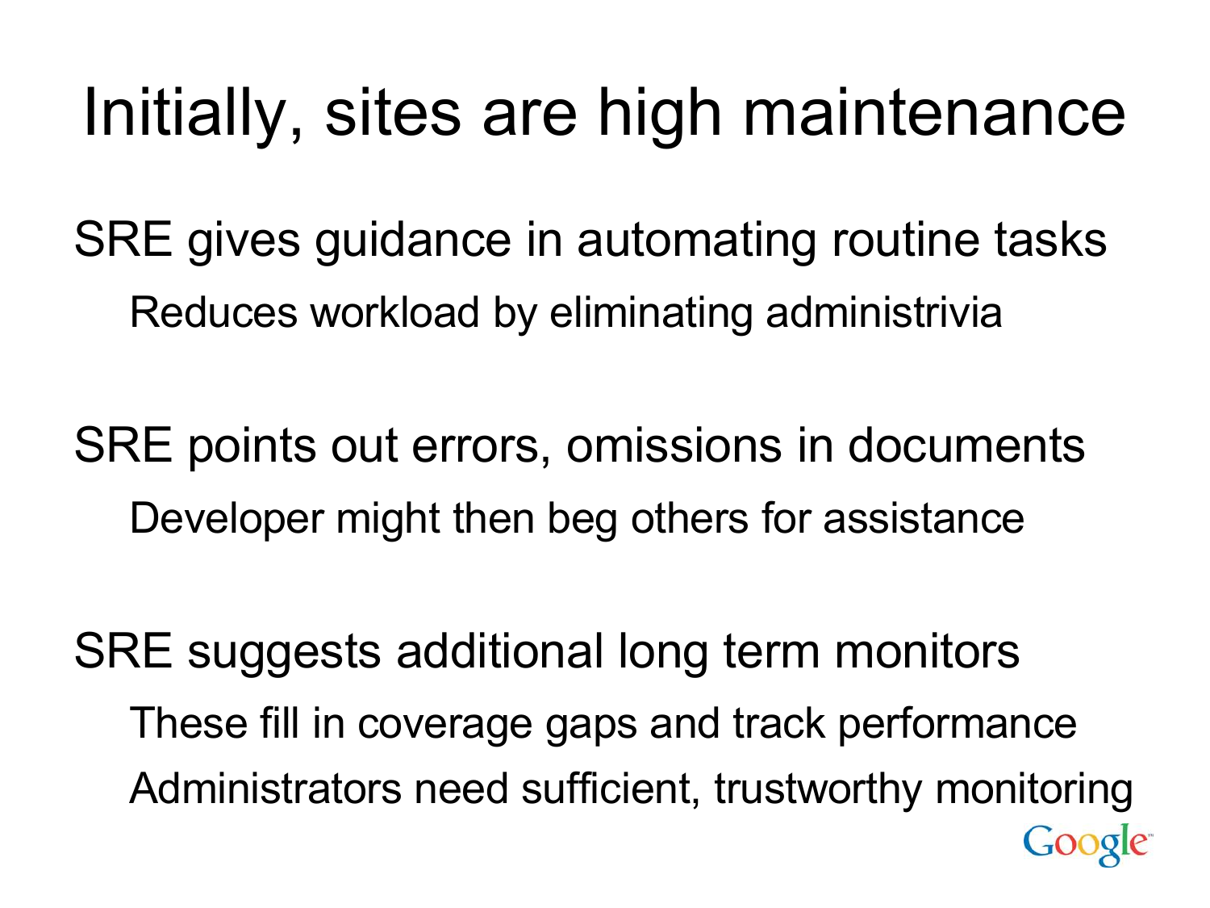# Initially, sites are high maintenance

SRE gives guidance in automating routine tasks

- Reduces workload by eliminating administrivia

SRE points out errors, omissions in documents

- Developer might then beg others for assistance

SRE suggests additional long term monitors

- These fill in coverage gaps and track performance
- Administrators need sufficient, trustworthy monitoring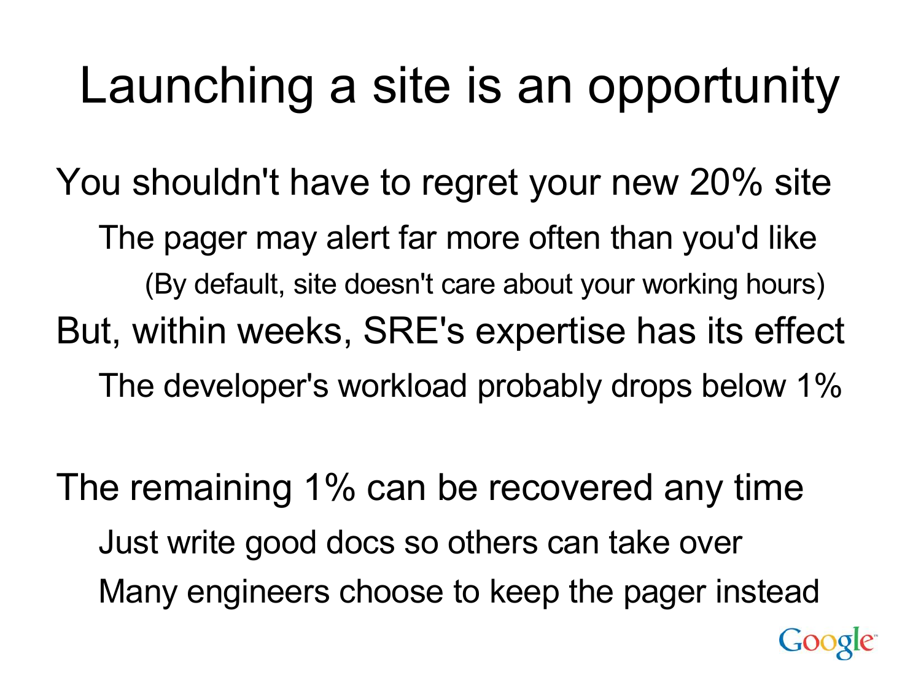# Launching a site is an opportunity

- You shouldn't have to regret your new 20% site
  - The pager may alert far more often than you'd like
    - (By default, site doesn't care about your working hours)
- But, within weeks, SRE's expertise has its effect
  - The developer's workload probably drops below 1%

- The remaining 1% can be recovered any time
  - Just write good docs so others can take over
  - Many engineers choose to keep the pager instead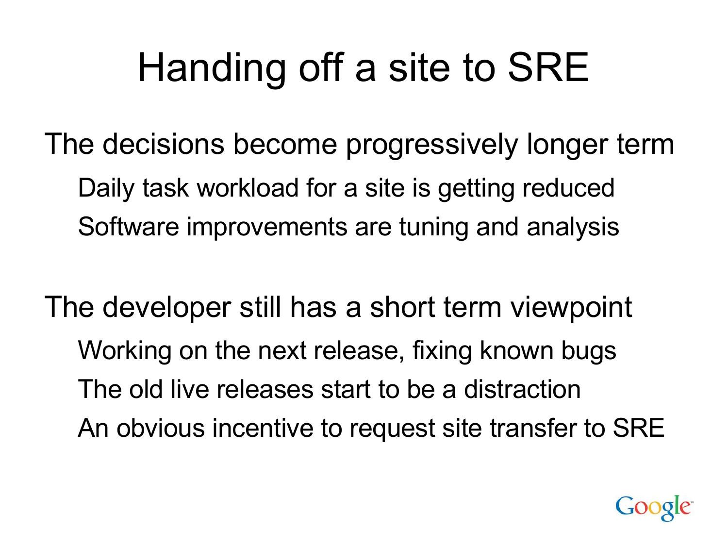# Handing off a site to SRE

The decisions become progressively longer term

- Daily task workload for a site is getting reduced
- Software improvements are tuning and analysis

The developer still has a short term viewpoint

- Working on the next release, fixing known bugs
- The old live releases start to be a distraction
- An obvious incentive to request site transfer to SRE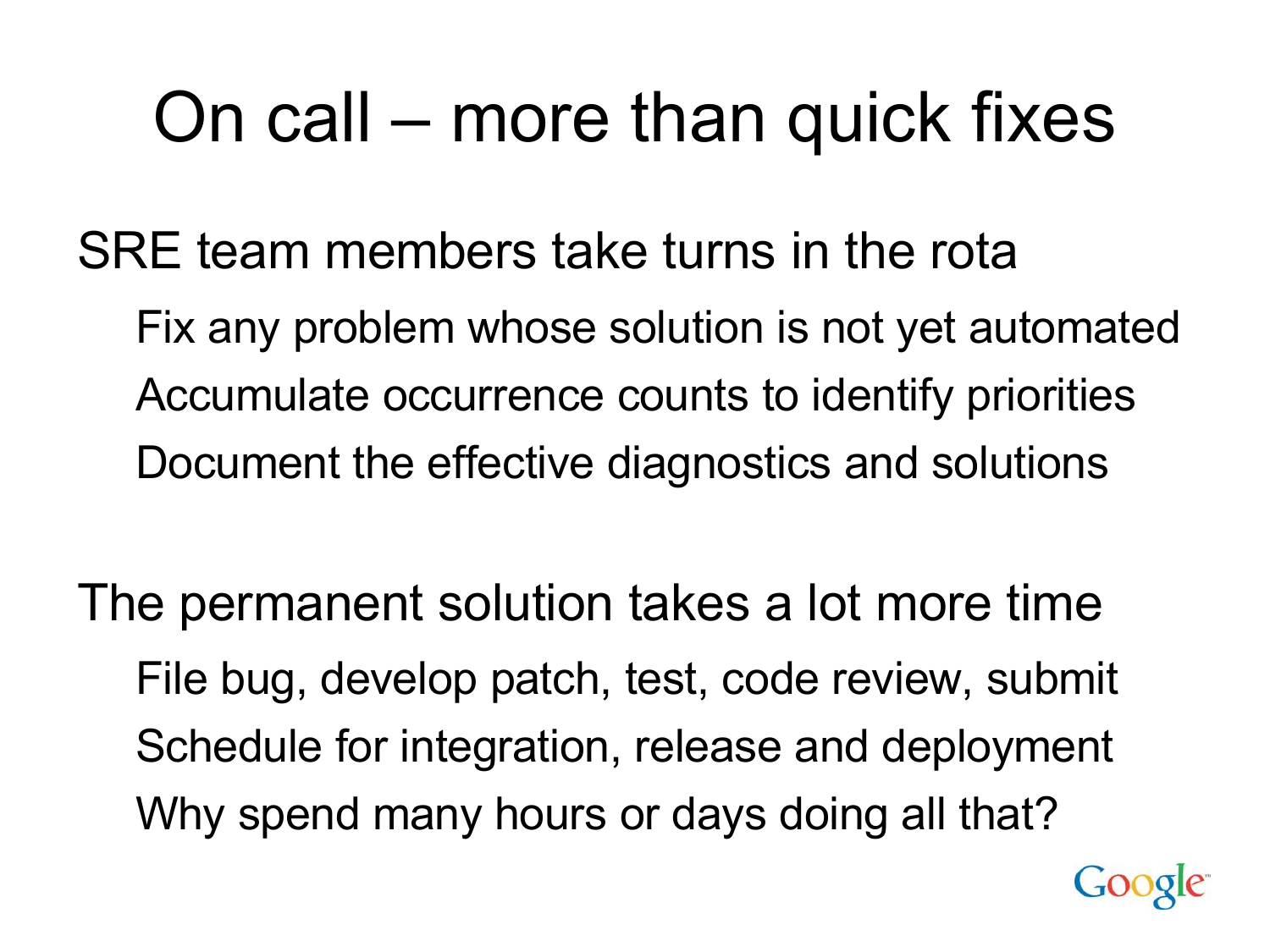# On call – more than quick fixes

SRE team members take turns in the rota

- Fix any problem whose solution is not yet automated
- Accumulate occurrence counts to identify priorities
- Document the effective diagnostics and solutions

The permanent solution takes a lot more time

- File bug, develop patch, test, code review, submit
- Schedule for integration, release and deployment
- Why spend many hours or days doing all that?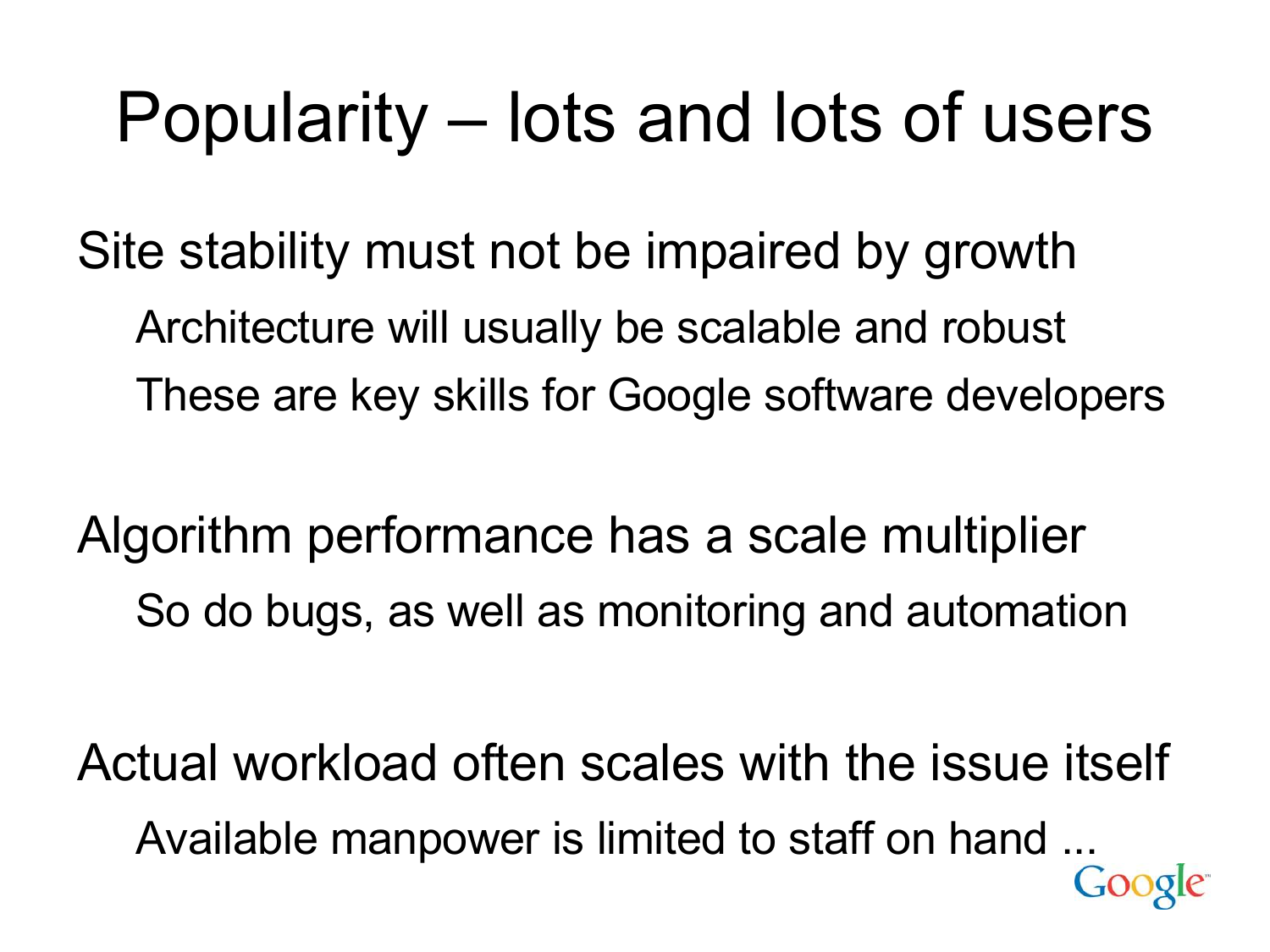# Popularity – lots and lots of users

Site stability must not be impaired by growth

- Architecture will usually be scalable and robust
- These are key skills for Google software developers

Algorithm performance has a scale multiplier

- So do bugs, as well as monitoring and automation

Actual workload often scales with the issue itself

- Available manpower is limited to staff on hand ...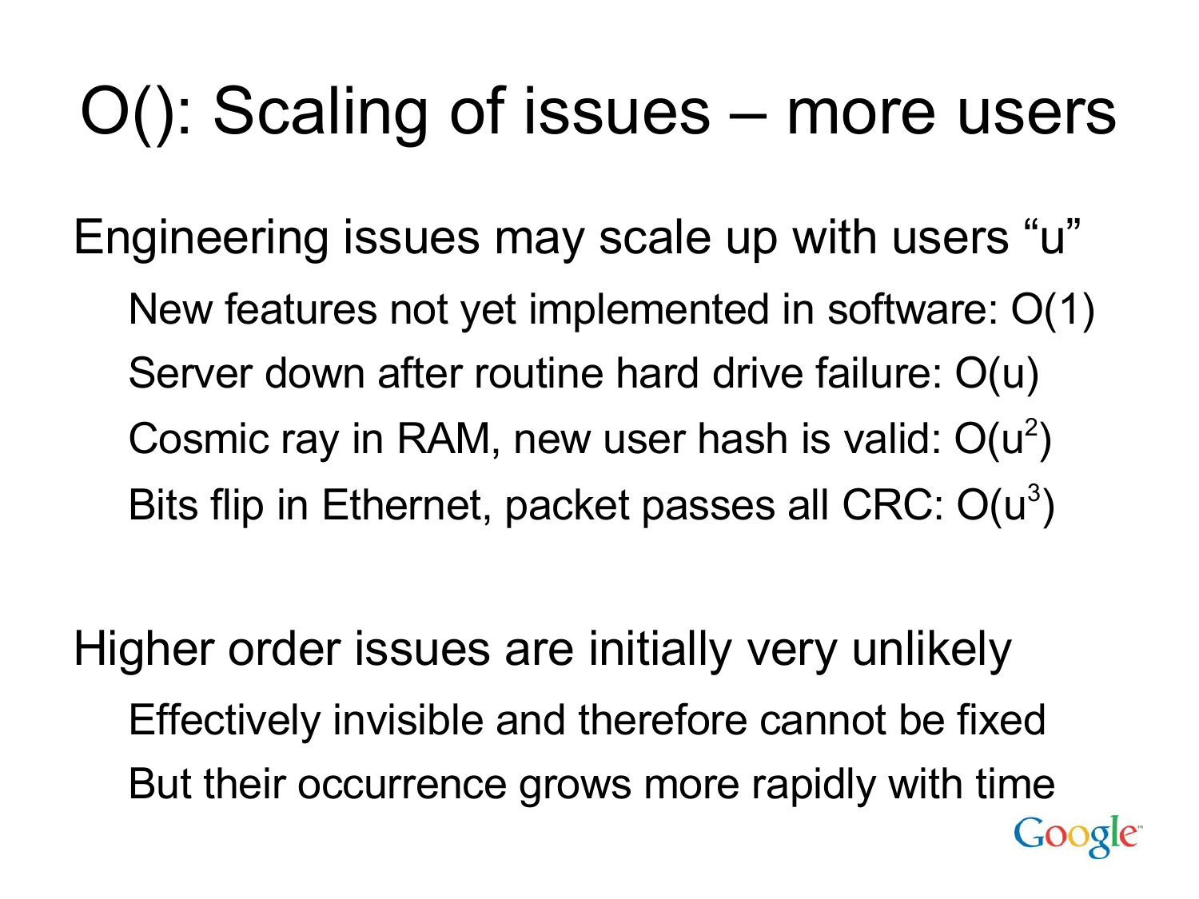# O(): Scaling of issues – more users

Engineering issues may scale up with users "u"

- New features not yet implemented in software: $O(1)$
- Server down after routine hard drive failure: $O(u)$
- Cosmic ray in RAM, new user hash is valid: $O(u^2)$
- Bits flip in Ethernet, packet passes all CRC: $O(u^3)$

Higher order issues are initially very unlikely

- Effectively invisible and therefore cannot be fixed
- But their occurrence grows more rapidly with time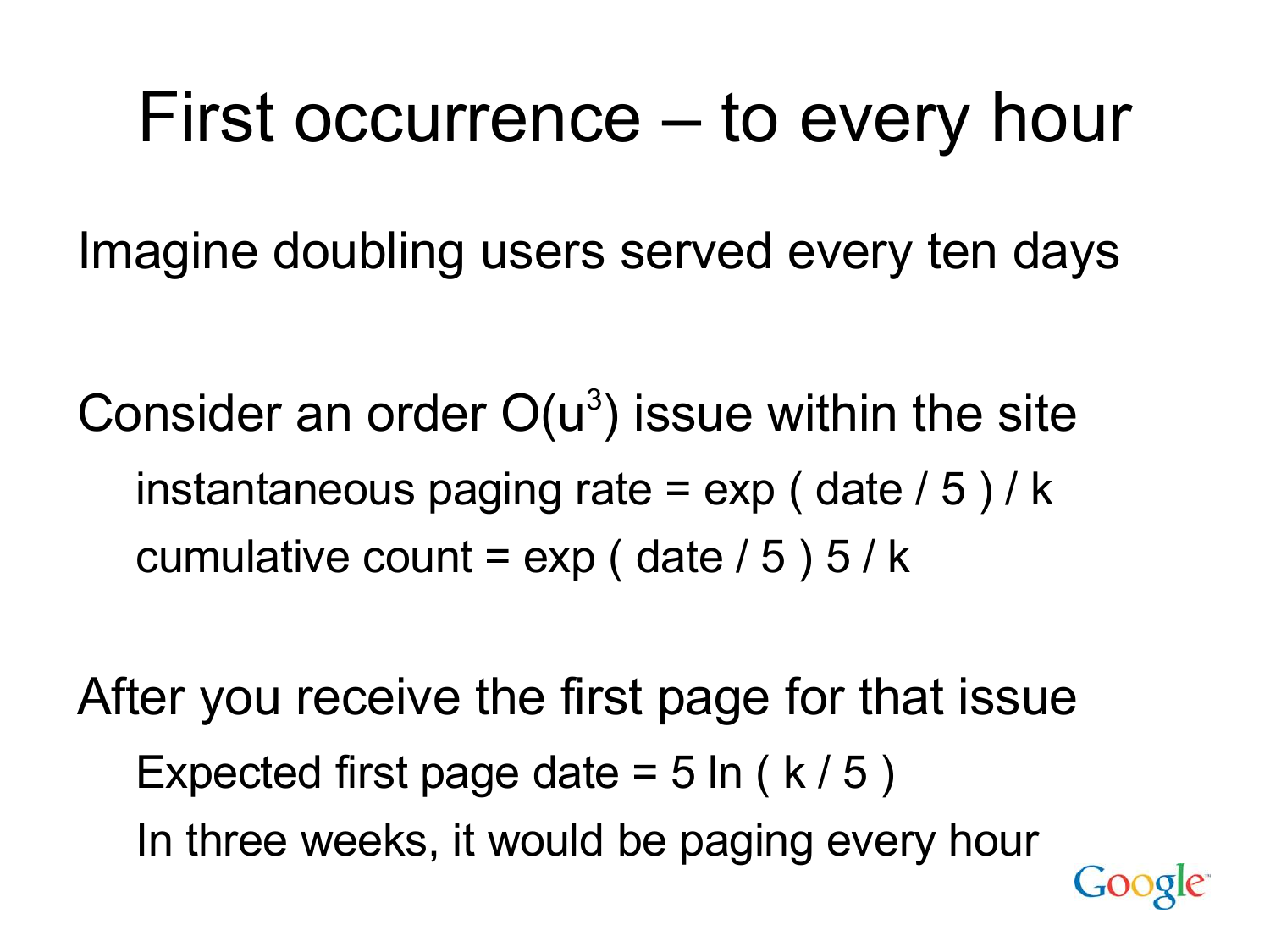# First occurrence – to every hour

Imagine doubling users served every ten days

Consider an order $O(u^3)$ issue within the site

- instantaneous paging rate = exp ( date / 5 ) / k
- cumulative count = exp ( date / 5 ) 5 / k

After you receive the first page for that issue

- Expected first page date = 5 ln ( k / 5 )
- In three weeks, it would be paging every hour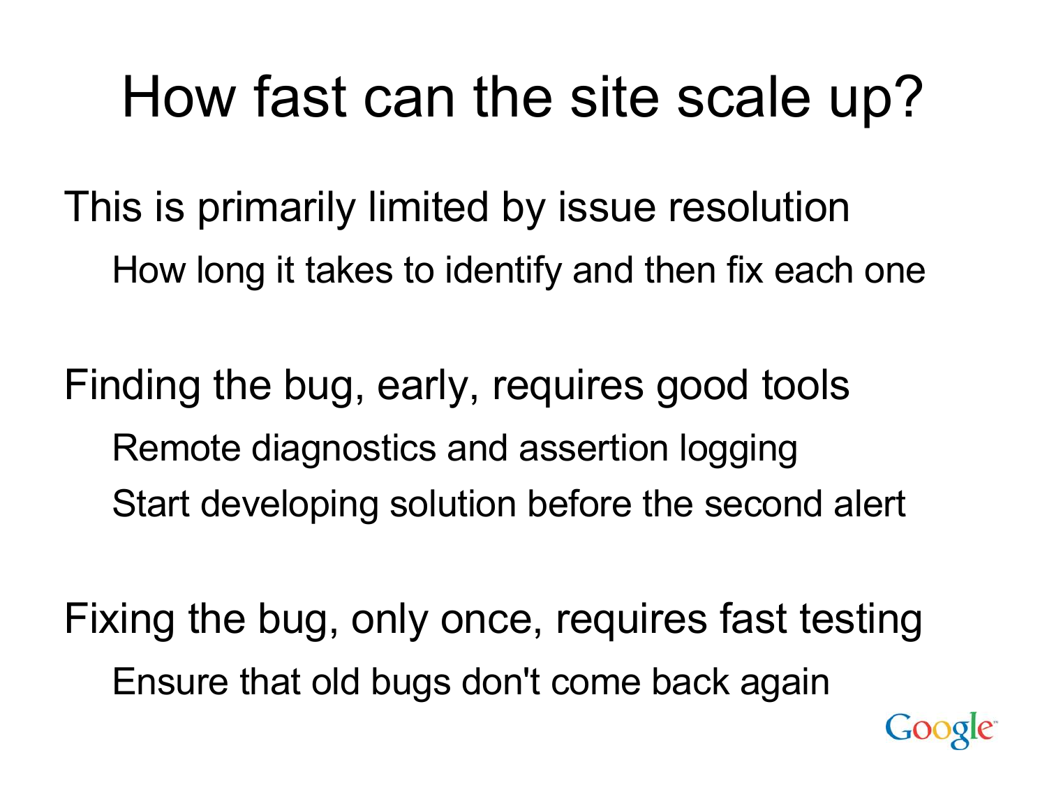# How fast can the site scale up?

This is primarily limited by issue resolution

- How long it takes to identify and then fix each one

Finding the bug, early, requires good tools

- Remote diagnostics and assertion logging
- Start developing solution before the second alert

Fixing the bug, only once, requires fast testing

- Ensure that old bugs don't come back again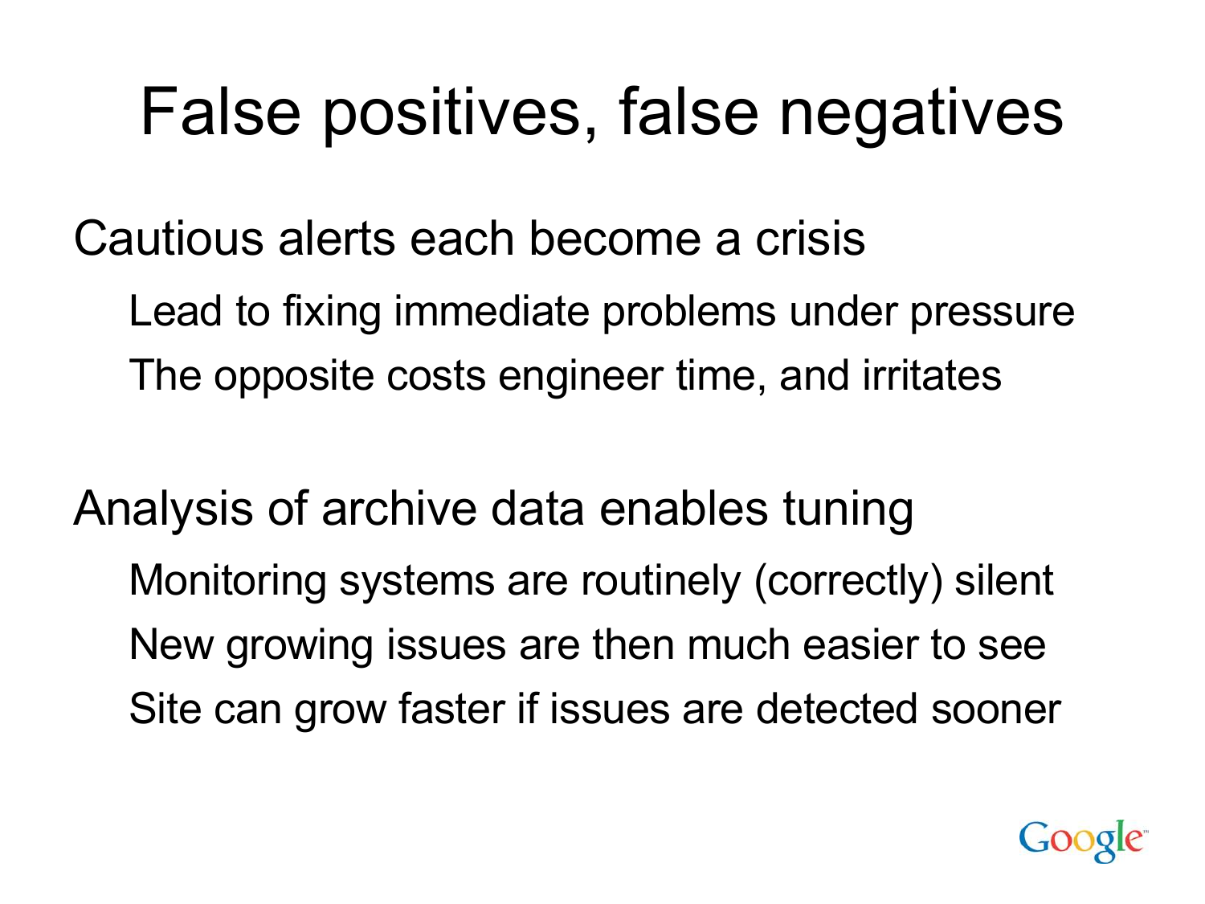# False positives, false negatives

Cautious alerts each become a crisis

- Lead to fixing immediate problems under pressure
- The opposite costs engineer time, and irritates

Analysis of archive data enables tuning

- Monitoring systems are routinely (correctly) silent
- New growing issues are then much easier to see
- Site can grow faster if issues are detected sooner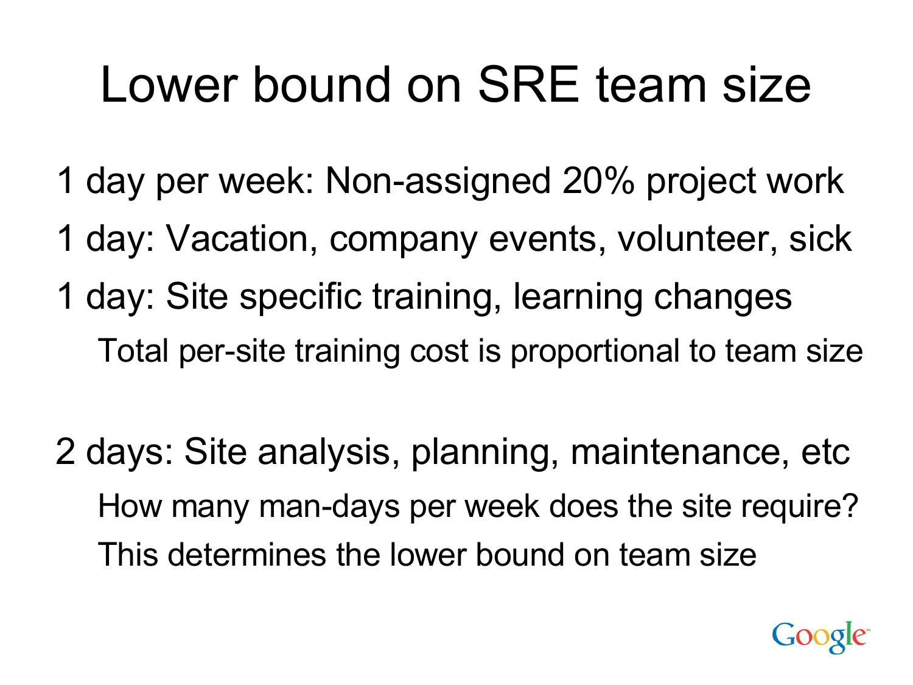# Lower bound on SRE team size

1 day per week: Non-assigned 20% project work

1 day: Vacation, company events, volunteer, sick

1 day: Site specific training, learning changes

- Total per-site training cost is proportional to team size

2 days: Site analysis, planning, maintenance, etc

- How many man-days per week does the site require?
- This determines the lower bound on team size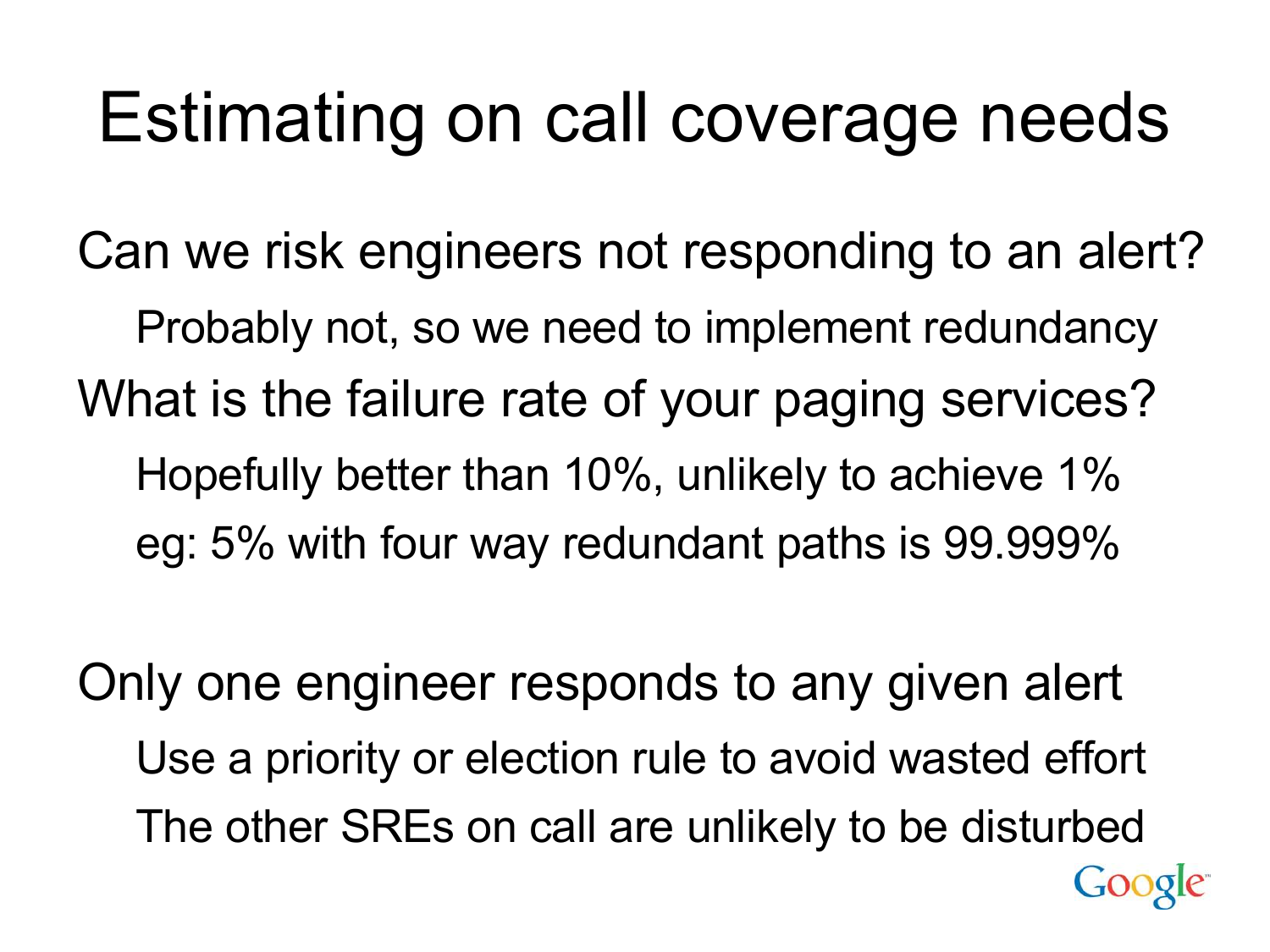# Estimating on call coverage needs

Can we risk engineers not responding to an alert?

- Probably not, so we need to implement redundancy

What is the failure rate of your paging services?

- Hopefully better than 10%, unlikely to achieve 1%
- eg: 5% with four way redundant paths is 99.999%

Only one engineer responds to any given alert

- Use a priority or election rule to avoid wasted effort
- The other SREs on call are unlikely to be disturbed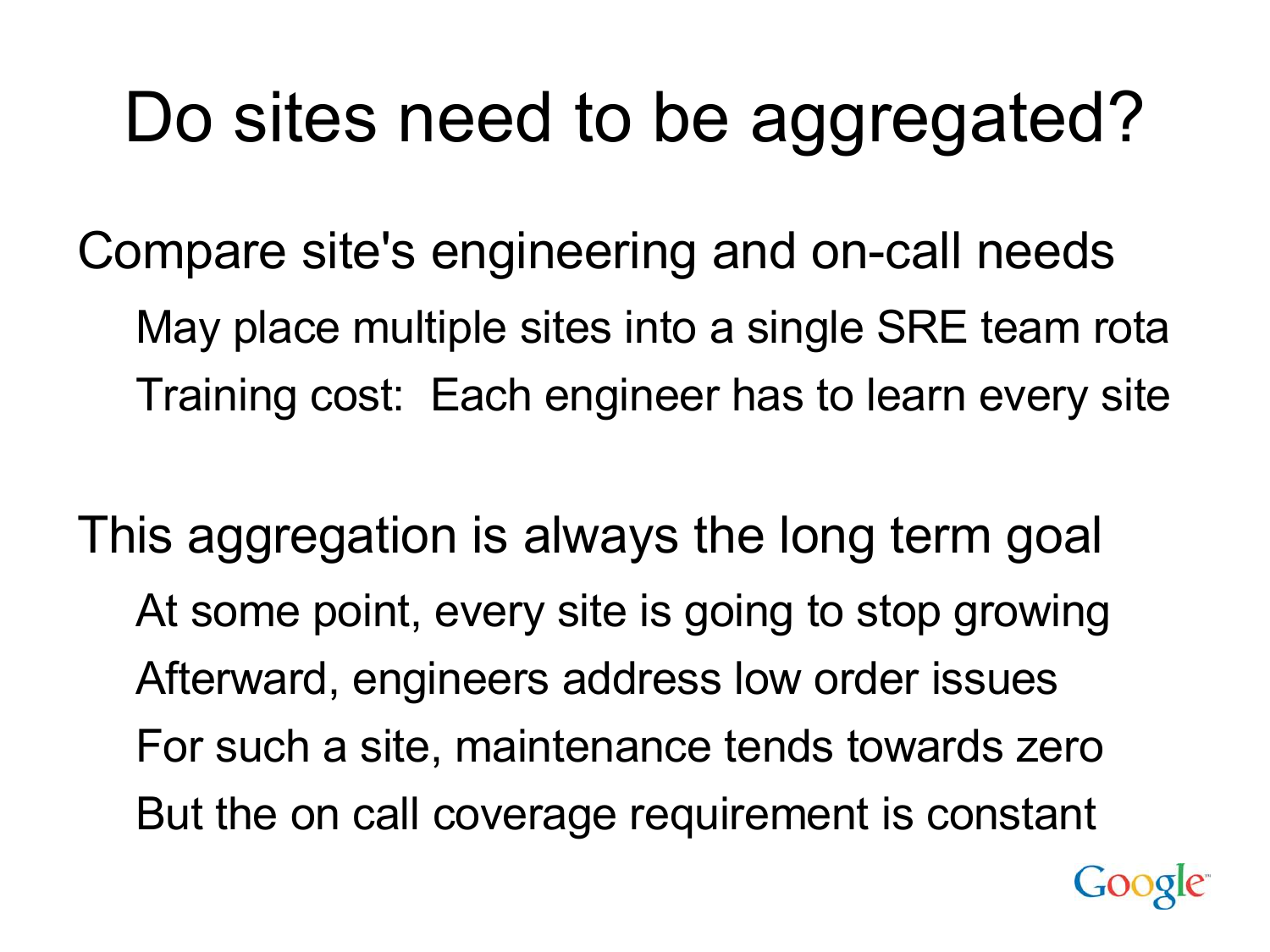# Do sites need to be aggregated?

Compare site's engineering and on-call needs

- May place multiple sites into a single SRE team rota
- Training cost: Each engineer has to learn every site

This aggregation is always the long term goal

- At some point, every site is going to stop growing
- Afterward, engineers address low order issues
- For such a site, maintenance tends towards zero
- But the on call coverage requirement is constant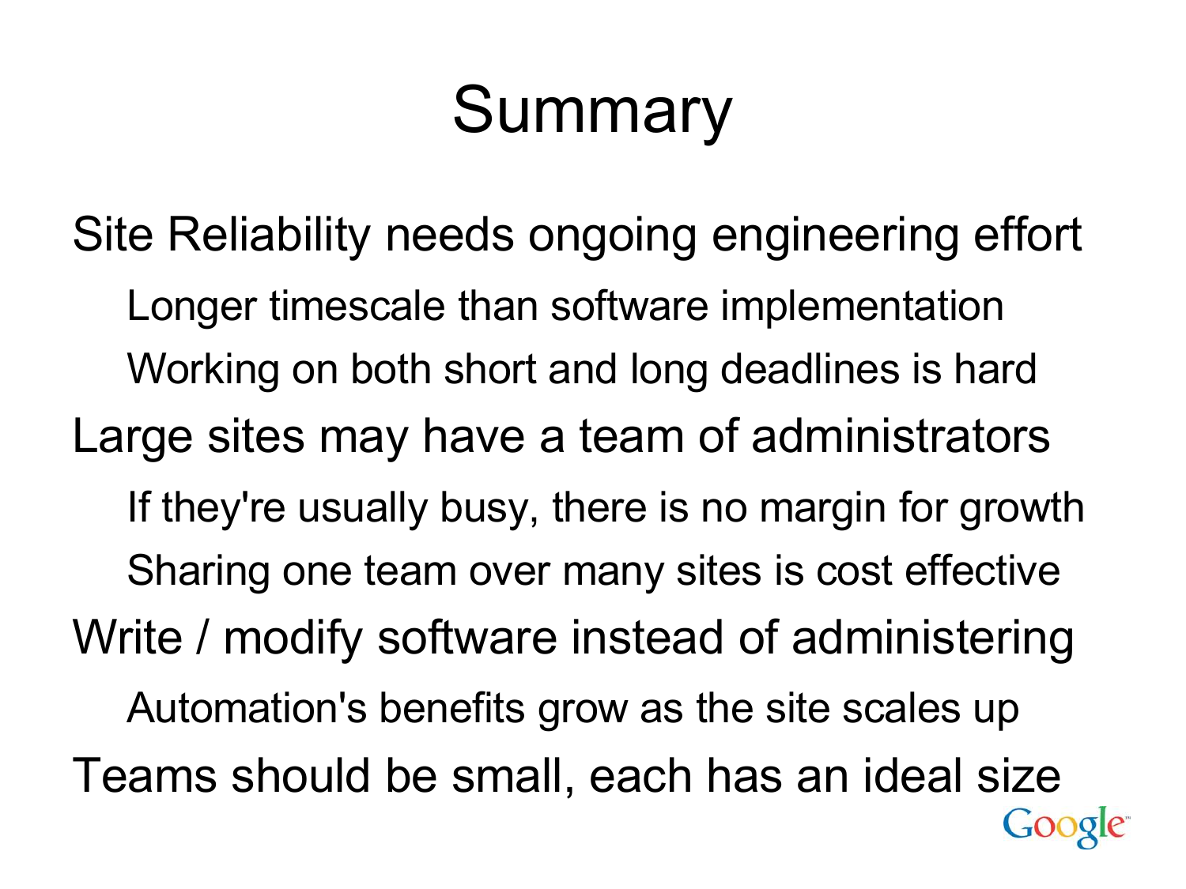# Summary

- Site Reliability needs ongoing engineering effort
  - Longer timescale than software implementation
  - Working on both short and long deadlines is hard
- Large sites may have a team of administrators
  - If they're usually busy, there is no margin for growth
  - Sharing one team over many sites is cost effective
- Write / modify software instead of administering
  - Automation's benefits grow as the site scales up
- Teams should be small, each has an ideal size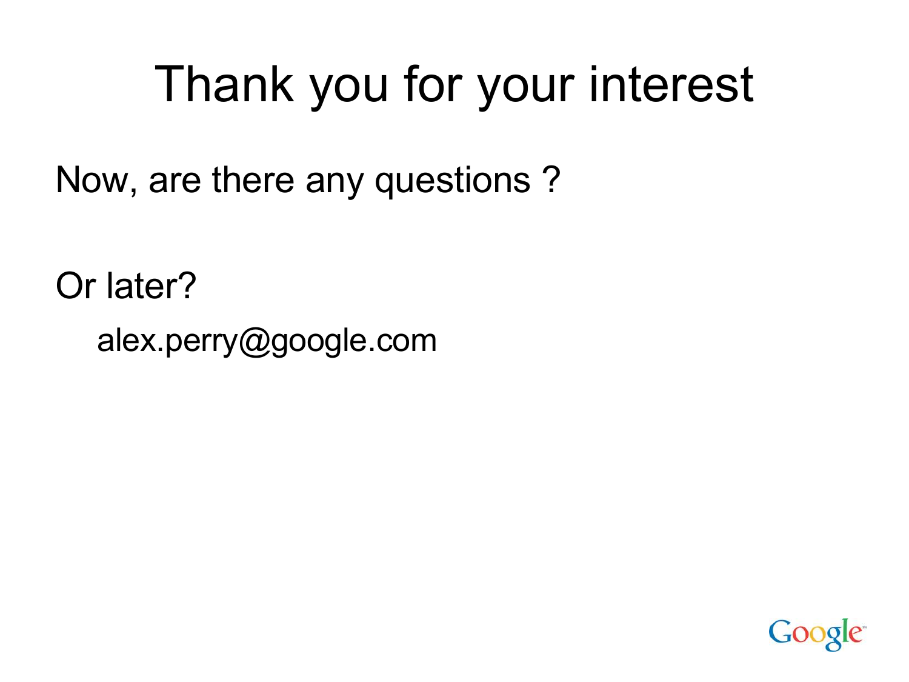# Thank you for your interest

Now, are there any questions ?

Or later?

- alex.perry@google.com